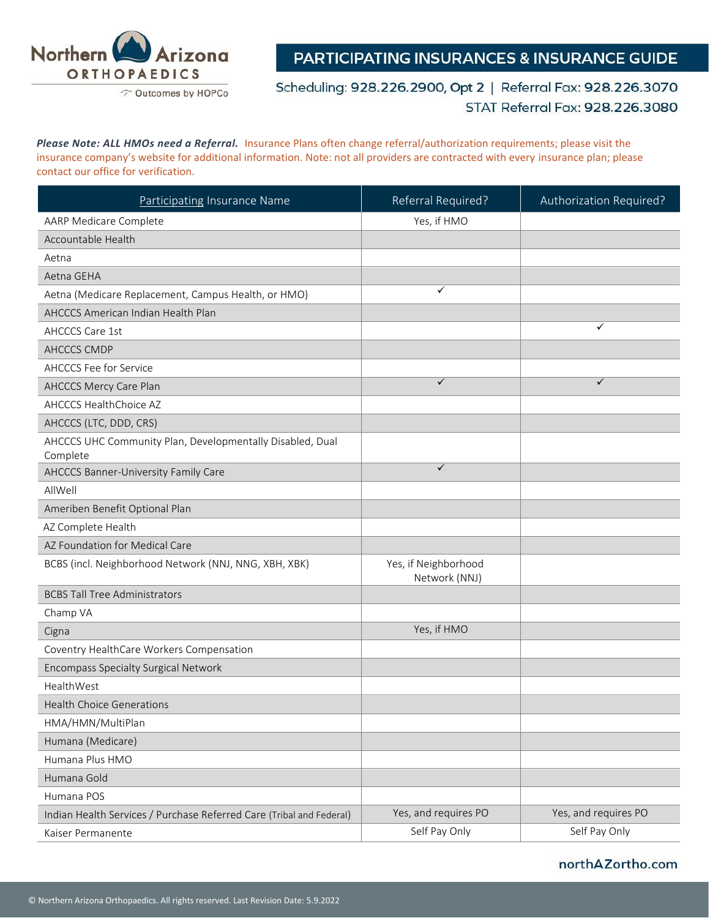Northern Arizona ORTHOPAEDICS

Outcomes by HOPCo

# PARTICIPATING INSURANCES & INSURANCE GUIDE

Scheduling: 928.226.2900, Opt 2 | Referral Fax: 928.226.3070

STAT Referral Fax: 928.226.3080

***Please Note: ALL HMOs need a Referral.*** Insurance Plans often change referral/authorization requirements; please visit the insurance company's website for additional information. Note: not all providers are contracted with every insurance plan; please contact our office for verification.

| Participating Insurance Name | Referral Required? | Authorization Required? |
|---|---|---|
| AARP Medicare Complete | Yes, if HMO | |
| Accountable Health | | |
| Aetna | | |
| Aetna GEHA | | |
| Aetna (Medicare Replacement, Campus Health, or HMO) | ✓ | |
| AHCCCS American Indian Health Plan | | |
| AHCCCS Care 1st | | ✓ |
| AHCCCS CMDP | | |
| AHCCCS Fee for Service | | |
| AHCCCS Mercy Care Plan | ✓ | ✓ |
| AHCCCS HealthChoice AZ | | |
| AHCCCS (LTC, DDD, CRS) | | |
| AHCCCS UHC Community Plan, Developmentally Disabled, Dual Complete | | |
| AHCCCS Banner-University Family Care | ✓ | |
| AllWell | | |
| Ameriben Benefit Optional Plan | | |
| AZ Complete Health | | |
| AZ Foundation for Medical Care | | |
| BCBS (incl. Neighborhood Network (NNJ, NNG, XBH, XBK) | Yes, if Neighborhood Network (NNJ) | |
| BCBS Tall Tree Administrators | | |
| Champ VA | | |
| Cigna | Yes, if HMO | |
| Coventry HealthCare Workers Compensation | | |
| Encompass Specialty Surgical Network | | |
| HealthWest | | |
| Health Choice Generations | | |
| HMA/HMN/MultiPlan | | |
| Humana (Medicare) | | |
| Humana Plus HMO | | |
| Humana Gold | | |
| Humana POS | | |
| Indian Health Services / Purchase Referred Care (Tribal and Federal) | Yes, and requires PO | Yes, and requires PO |
| Kaiser Permanente | Self Pay Only | Self Pay Only |

northAZortho.com

© Northern Arizona Orthopaedics. All rights reserved. Last Revision Date: 5.9.2022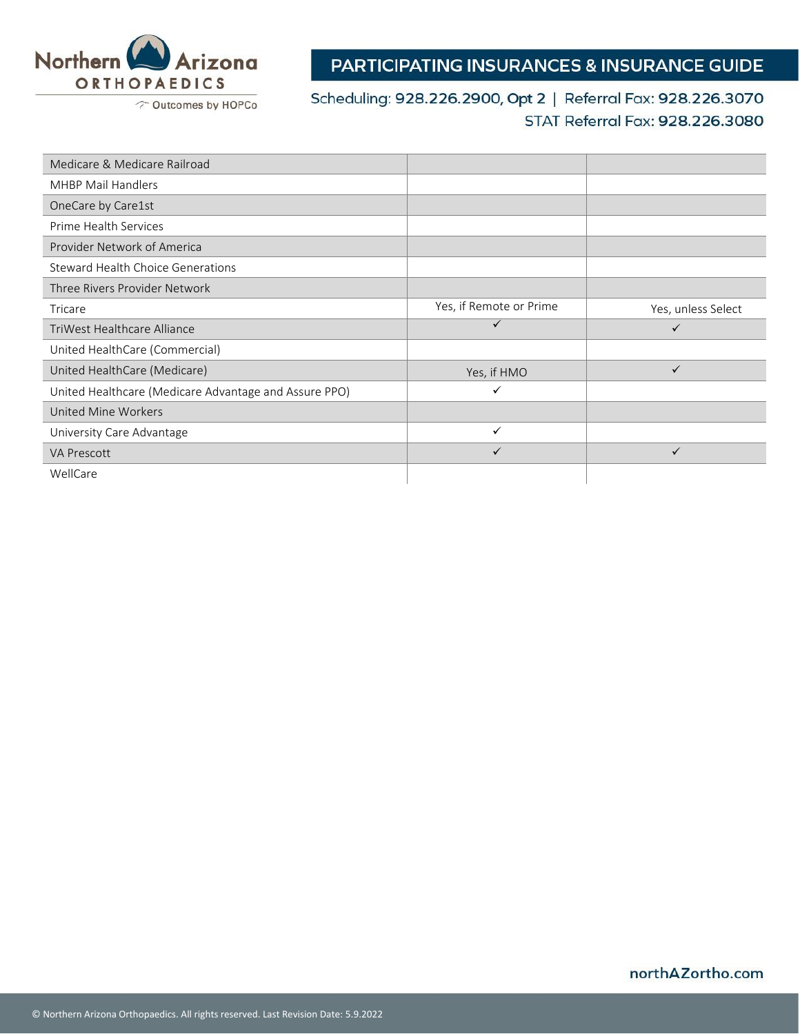# PARTICIPATING INSURANCES & INSURANCE GUIDE

Scheduling: 928.226.2900, Opt 2 | Referral Fax: 928.226.3070

STAT Referral Fax: 928.226.3080

| | | |
|---|---|---|
| Medicare & Medicare Railroad | | |
| MHBP Mail Handlers | | |
| OneCare by Care1st | | |
| Prime Health Services | | |
| Provider Network of America | | |
| Steward Health Choice Generations | | |
| Three Rivers Provider Network | | |
| Tricare | Yes, if Remote or Prime | Yes, unless Select |
| TriWest Healthcare Alliance | ✓ | ✓ |
| United HealthCare (Commercial) | | |
| United HealthCare (Medicare) | Yes, if HMO | ✓ |
| United Healthcare (Medicare Advantage and Assure PPO) | ✓ | |
| United Mine Workers | | |
| University Care Advantage | ✓ | |
| VA Prescott | ✓ | ✓ |
| WellCare | | |

northAZortho.com

© Northern Arizona Orthopaedics. All rights reserved. Last Revision Date: 5.9.2022